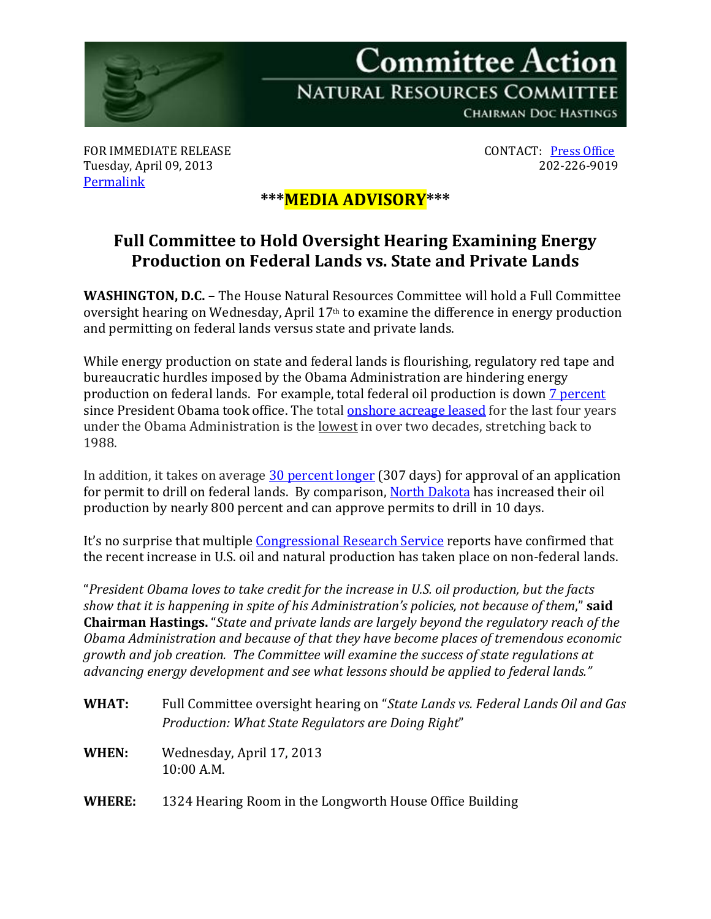# Committee Action

## NATURAL RESOURCES COMMITTEE

CHAIRMAN DOC HASTINGS

FOR IMMEDIATE RELEASE
Tuesday, April 09, 2013
Permalink

CONTACT: Press Office
202-226-9019

**\*\*\*MEDIA ADVISORY\*\*\***

## Full Committee to Hold Oversight Hearing Examining Energy Production on Federal Lands vs. State and Private Lands

**WASHINGTON, D.C. –** The House Natural Resources Committee will hold a Full Committee oversight hearing on Wednesday, April 17th to examine the difference in energy production and permitting on federal lands versus state and private lands.

While energy production on state and federal lands is flourishing, regulatory red tape and bureaucratic hurdles imposed by the Obama Administration are hindering energy production on federal lands. For example, total federal oil production is down 7 percent since President Obama took office. The total onshore acreage leased for the last four years under the Obama Administration is the lowest in over two decades, stretching back to 1988.

In addition, it takes on average 30 percent longer (307 days) for approval of an application for permit to drill on federal lands. By comparison, North Dakota has increased their oil production by nearly 800 percent and can approve permits to drill in 10 days.

It's no surprise that multiple Congressional Research Service reports have confirmed that the recent increase in U.S. oil and natural production has taken place on non-federal lands.

"*President Obama loves to take credit for the increase in U.S. oil production, but the facts show that it is happening in spite of his Administration's policies, not because of them*," **said Chairman Hastings.** "*State and private lands are largely beyond the regulatory reach of the Obama Administration and because of that they have become places of tremendous economic growth and job creation. The Committee will examine the success of state regulations at advancing energy development and see what lessons should be applied to federal lands."*

**WHAT:** Full Committee oversight hearing on "*State Lands vs. Federal Lands Oil and Gas Production: What State Regulators are Doing Right*"

**WHEN:** Wednesday, April 17, 2013
10:00 A.M.

**WHERE:** 1324 Hearing Room in the Longworth House Office Building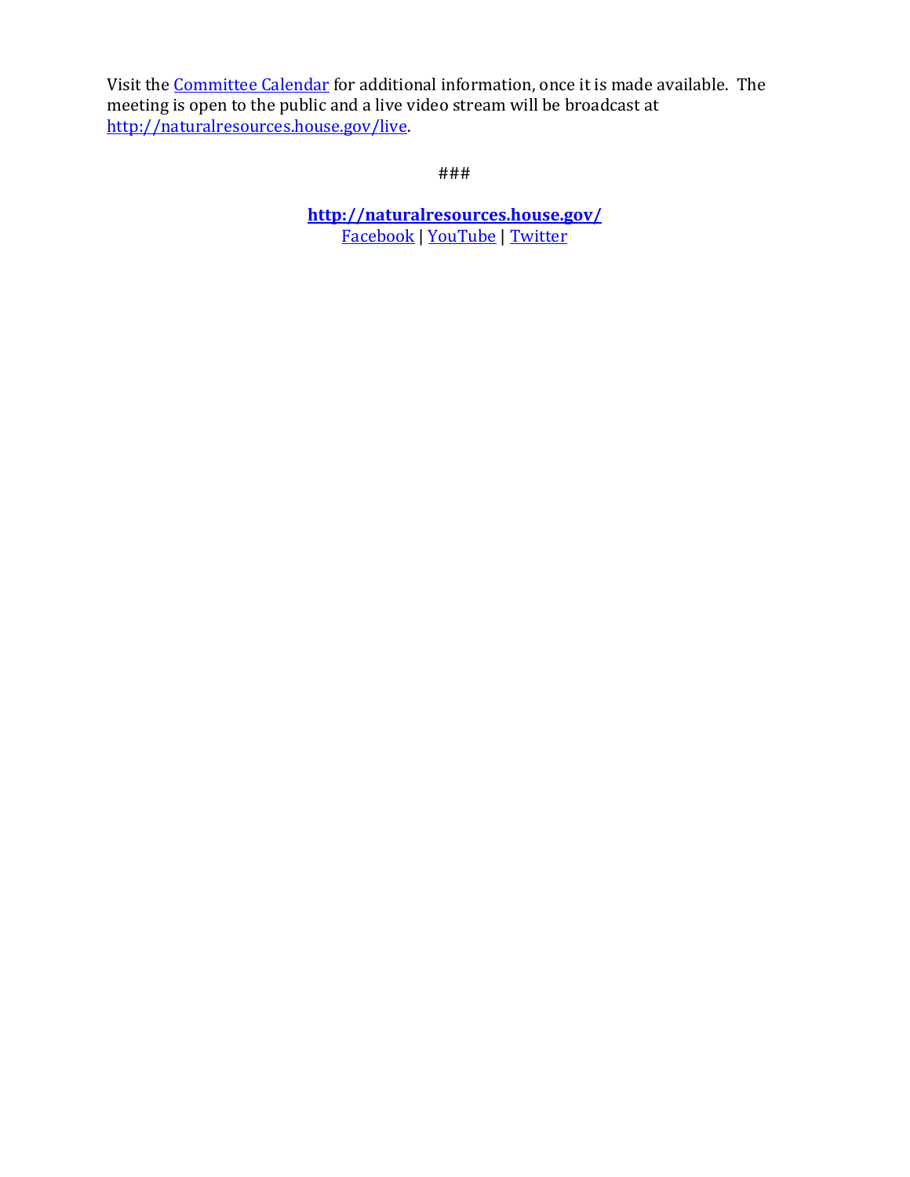Visit the Committee Calendar for additional information, once it is made available. The meeting is open to the public and a live video stream will be broadcast at http://naturalresources.house.gov/live.

###

**http://naturalresources.house.gov/**

Facebook | YouTube | Twitter